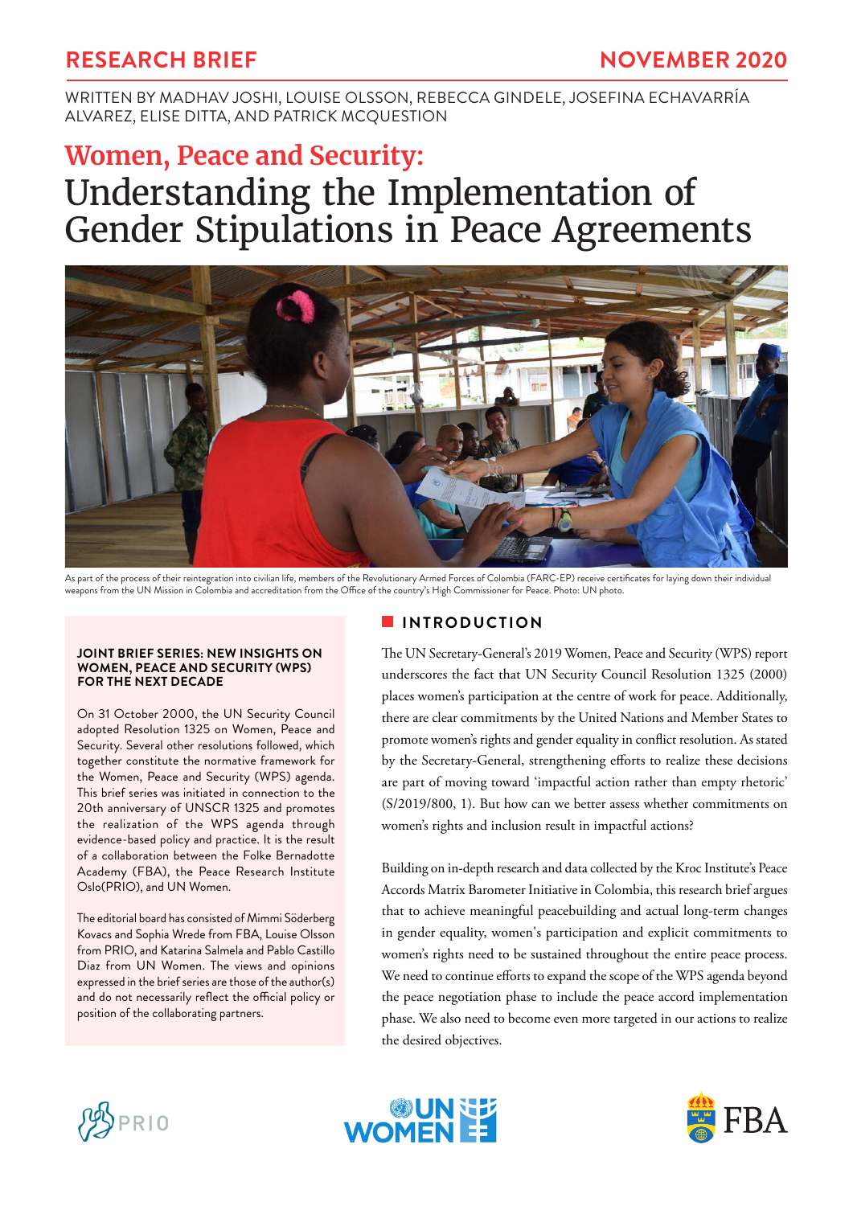RESEARCH BRIEF

NOVEMBER 2020

WRITTEN BY MADHAV JOSHI, LOUISE OLSSON, REBECCA GINDELE, JOSEFINA ECHAVARRÍA ALVAREZ, ELISE DITTA, AND PATRICK MCQUESTION

# Women, Peace and Security: Understanding the Implementation of Gender Stipulations in Peace Agreements

As part of the process of their reintegration into civilian life, members of the Revolutionary Armed Forces of Colombia (FARC-EP) receive certificates for laying down their individual weapons from the UN Mission in Colombia and accreditation from the Office of the country's High Commissioner for Peace. Photo: UN photo.

**JOINT BRIEF SERIES: NEW INSIGHTS ON WOMEN, PEACE AND SECURITY (WPS) FOR THE NEXT DECADE**

On 31 October 2000, the UN Security Council adopted Resolution 1325 on Women, Peace and Security. Several other resolutions followed, which together constitute the normative framework for the Women, Peace and Security (WPS) agenda. This brief series was initiated in connection to the 20th anniversary of UNSCR 1325 and promotes the realization of the WPS agenda through evidence-based policy and practice. It is the result of a collaboration between the Folke Bernadotte Academy (FBA), the Peace Research Institute Oslo(PRIO), and UN Women.

The editorial board has consisted of Mimmi Söderberg Kovacs and Sophia Wrede from FBA, Louise Olsson from PRIO, and Katarina Salmela and Pablo Castillo Diaz from UN Women. The views and opinions expressed in the brief series are those of the author(s) and do not necessarily reflect the official policy or position of the collaborating partners.

## INTRODUCTION

The UN Secretary-General's 2019 Women, Peace and Security (WPS) report underscores the fact that UN Security Council Resolution 1325 (2000) places women's participation at the centre of work for peace. Additionally, there are clear commitments by the United Nations and Member States to promote women's rights and gender equality in conflict resolution. As stated by the Secretary-General, strengthening efforts to realize these decisions are part of moving toward 'impactful action rather than empty rhetoric' (S/2019/800, 1). But how can we better assess whether commitments on women's rights and inclusion result in impactful actions?

Building on in-depth research and data collected by the Kroc Institute's Peace Accords Matrix Barometer Initiative in Colombia, this research brief argues that to achieve meaningful peacebuilding and actual long-term changes in gender equality, women's participation and explicit commitments to women's rights need to be sustained throughout the entire peace process. We need to continue efforts to expand the scope of the WPS agenda beyond the peace negotiation phase to include the peace accord implementation phase. We also need to become even more targeted in our actions to realize the desired objectives.

PRIO

UN WOMEN

FBA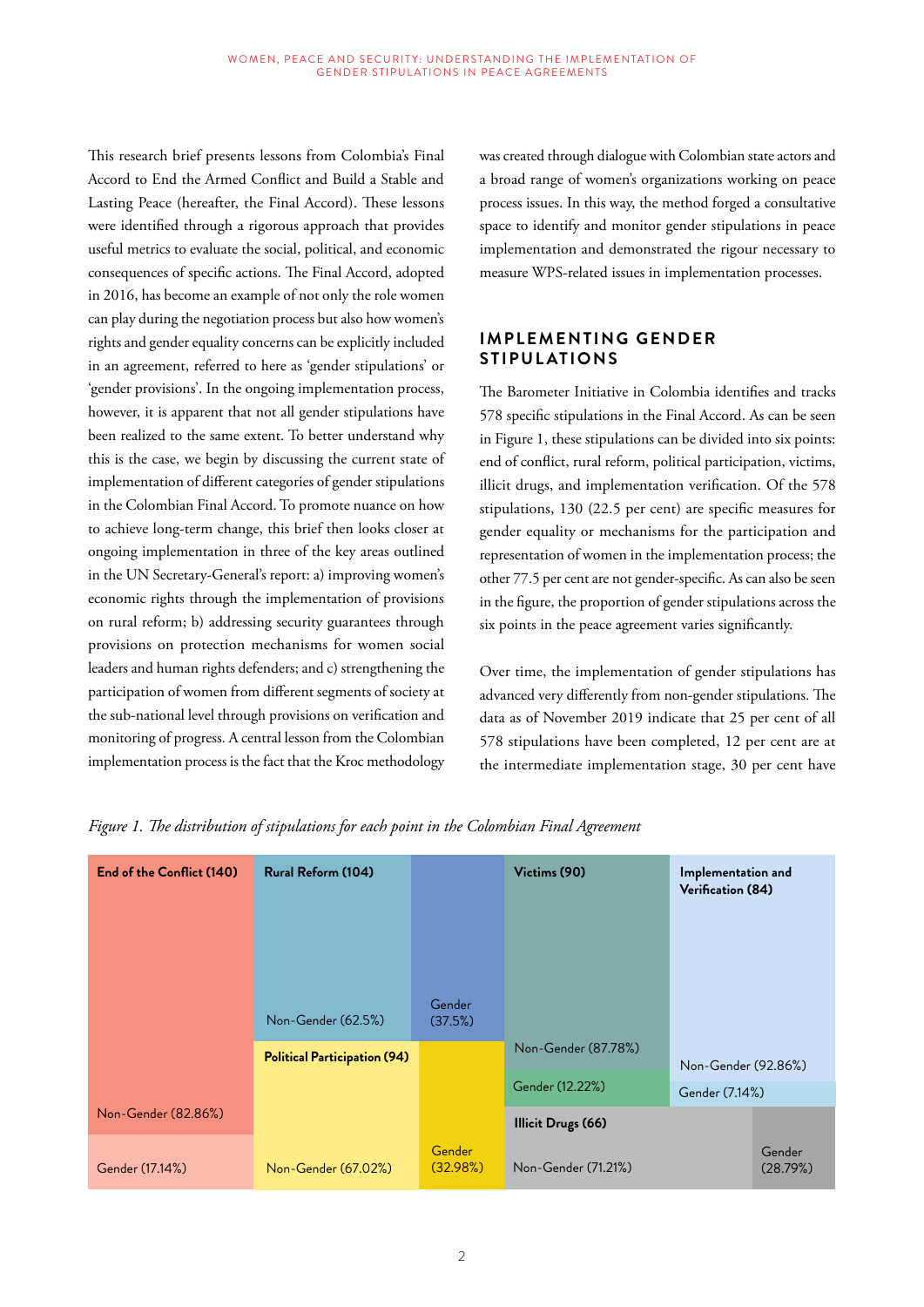This research brief presents lessons from Colombia's Final Accord to End the Armed Conflict and Build a Stable and Lasting Peace (hereafter, the Final Accord). These lessons were identified through a rigorous approach that provides useful metrics to evaluate the social, political, and economic consequences of specific actions. The Final Accord, adopted in 2016, has become an example of not only the role women can play during the negotiation process but also how women's rights and gender equality concerns can be explicitly included in an agreement, referred to here as 'gender stipulations' or 'gender provisions'. In the ongoing implementation process, however, it is apparent that not all gender stipulations have been realized to the same extent. To better understand why this is the case, we begin by discussing the current state of implementation of different categories of gender stipulations in the Colombian Final Accord. To promote nuance on how to achieve long-term change, this brief then looks closer at ongoing implementation in three of the key areas outlined in the UN Secretary-General's report: a) improving women's economic rights through the implementation of provisions on rural reform; b) addressing security guarantees through provisions on protection mechanisms for women social leaders and human rights defenders; and c) strengthening the participation of women from different segments of society at the sub-national level through provisions on verification and monitoring of progress. A central lesson from the Colombian implementation process is the fact that the Kroc methodology was created through dialogue with Colombian state actors and a broad range of women's organizations working on peace process issues. In this way, the method forged a consultative space to identify and monitor gender stipulations in peace implementation and demonstrated the rigour necessary to measure WPS-related issues in implementation processes.

## IMPLEMENTING GENDER STIPULATIONS

The Barometer Initiative in Colombia identifies and tracks 578 specific stipulations in the Final Accord. As can be seen in Figure 1, these stipulations can be divided into six points: end of conflict, rural reform, political participation, victims, illicit drugs, and implementation verification. Of the 578 stipulations, 130 (22.5 per cent) are specific measures for gender equality or mechanisms for the participation and representation of women in the implementation process; the other 77.5 per cent are not gender-specific. As can also be seen in the figure, the proportion of gender stipulations across the six points in the peace agreement varies significantly.

Over time, the implementation of gender stipulations has advanced very differently from non-gender stipulations. The data as of November 2019 indicate that 25 per cent of all 578 stipulations have been completed, 12 per cent are at the intermediate implementation stage, 30 per cent have

*Figure 1. The distribution of stipulations for each point in the Colombian Final Agreement*

| Point | Non-Gender | Gender |
|---|---|---|
| End of the Conflict (140) | 82.86% | 17.14% |
| Rural Reform (104) | 62.5% | 37.5% |
| Political Participation (94) | 67.02% | 32.98% |
| Victims (90) | 87.78% | 12.22% |
| Implementation and Verification (84) | 92.86% | 7.14% |
| Illicit Drugs (66) | 71.21% | 28.79% |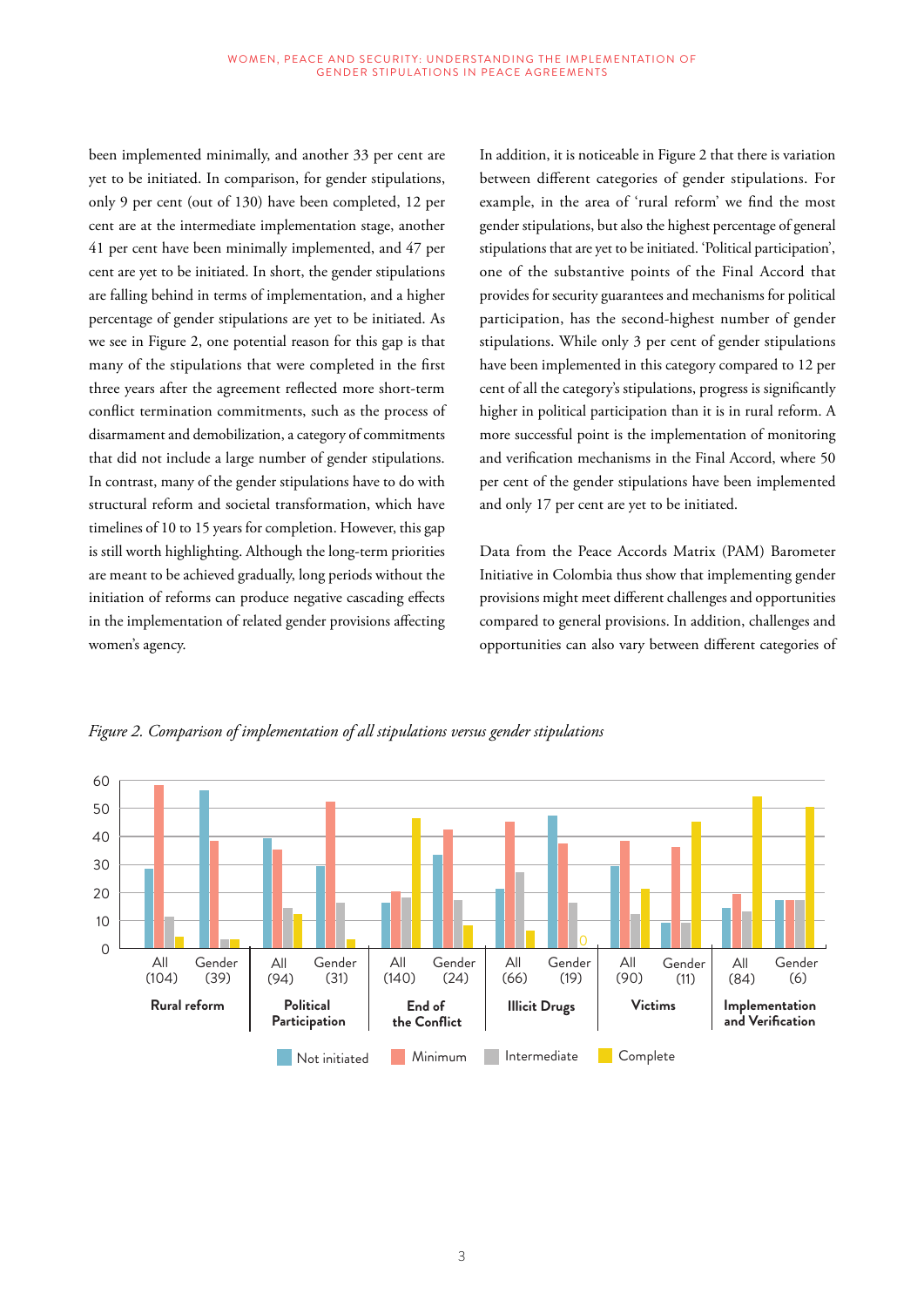been implemented minimally, and another 33 per cent are yet to be initiated. In comparison, for gender stipulations, only 9 per cent (out of 130) have been completed, 12 per cent are at the intermediate implementation stage, another 41 per cent have been minimally implemented, and 47 per cent are yet to be initiated. In short, the gender stipulations are falling behind in terms of implementation, and a higher percentage of gender stipulations are yet to be initiated. As we see in Figure 2, one potential reason for this gap is that many of the stipulations that were completed in the first three years after the agreement reflected more short-term conflict termination commitments, such as the process of disarmament and demobilization, a category of commitments that did not include a large number of gender stipulations. In contrast, many of the gender stipulations have to do with structural reform and societal transformation, which have timelines of 10 to 15 years for completion. However, this gap is still worth highlighting. Although the long-term priorities are meant to be achieved gradually, long periods without the initiation of reforms can produce negative cascading effects in the implementation of related gender provisions affecting women's agency.

In addition, it is noticeable in Figure 2 that there is variation between different categories of gender stipulations. For example, in the area of 'rural reform' we find the most gender stipulations, but also the highest percentage of general stipulations that are yet to be initiated. 'Political participation', one of the substantive points of the Final Accord that provides for security guarantees and mechanisms for political participation, has the second-highest number of gender stipulations. While only 3 per cent of gender stipulations have been implemented in this category compared to 12 per cent of all the category's stipulations, progress is significantly higher in political participation than it is in rural reform. A more successful point is the implementation of monitoring and verification mechanisms in the Final Accord, where 50 per cent of the gender stipulations have been implemented and only 17 per cent are yet to be initiated.

Data from the Peace Accords Matrix (PAM) Barometer Initiative in Colombia thus show that implementing gender provisions might meet different challenges and opportunities compared to general provisions. In addition, challenges and opportunities can also vary between different categories of

*Figure 2. Comparison of implementation of all stipulations versus gender stipulations*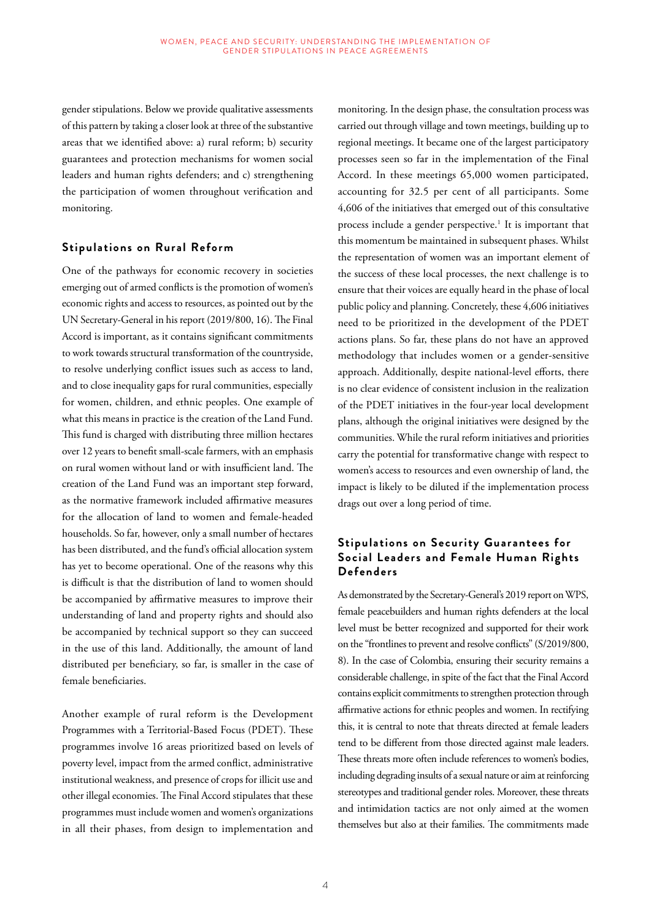gender stipulations. Below we provide qualitative assessments of this pattern by taking a closer look at three of the substantive areas that we identified above: a) rural reform; b) security guarantees and protection mechanisms for women social leaders and human rights defenders; and c) strengthening the participation of women throughout verification and monitoring.

### Stipulations on Rural Reform

One of the pathways for economic recovery in societies emerging out of armed conflicts is the promotion of women's economic rights and access to resources, as pointed out by the UN Secretary-General in his report (2019/800, 16). The Final Accord is important, as it contains significant commitments to work towards structural transformation of the countryside, to resolve underlying conflict issues such as access to land, and to close inequality gaps for rural communities, especially for women, children, and ethnic peoples. One example of what this means in practice is the creation of the Land Fund. This fund is charged with distributing three million hectares over 12 years to benefit small-scale farmers, with an emphasis on rural women without land or with insufficient land. The creation of the Land Fund was an important step forward, as the normative framework included affirmative measures for the allocation of land to women and female-headed households. So far, however, only a small number of hectares has been distributed, and the fund's official allocation system has yet to become operational. One of the reasons why this is difficult is that the distribution of land to women should be accompanied by affirmative measures to improve their understanding of land and property rights and should also be accompanied by technical support so they can succeed in the use of this land. Additionally, the amount of land distributed per beneficiary, so far, is smaller in the case of female beneficiaries.

Another example of rural reform is the Development Programmes with a Territorial-Based Focus (PDET). These programmes involve 16 areas prioritized based on levels of poverty level, impact from the armed conflict, administrative institutional weakness, and presence of crops for illicit use and other illegal economies. The Final Accord stipulates that these programmes must include women and women's organizations in all their phases, from design to implementation and monitoring. In the design phase, the consultation process was carried out through village and town meetings, building up to regional meetings. It became one of the largest participatory processes seen so far in the implementation of the Final Accord. In these meetings 65,000 women participated, accounting for 32.5 per cent of all participants. Some 4,606 of the initiatives that emerged out of this consultative process include a gender perspective.[1] It is important that this momentum be maintained in subsequent phases. Whilst the representation of women was an important element of the success of these local processes, the next challenge is to ensure that their voices are equally heard in the phase of local public policy and planning. Concretely, these 4,606 initiatives need to be prioritized in the development of the PDET actions plans. So far, these plans do not have an approved methodology that includes women or a gender-sensitive approach. Additionally, despite national-level efforts, there is no clear evidence of consistent inclusion in the realization of the PDET initiatives in the four-year local development plans, although the original initiatives were designed by the communities. While the rural reform initiatives and priorities carry the potential for transformative change with respect to women's access to resources and even ownership of land, the impact is likely to be diluted if the implementation process drags out over a long period of time.

### Stipulations on Security Guarantees for Social Leaders and Female Human Rights Defenders

As demonstrated by the Secretary-General's 2019 report on WPS, female peacebuilders and human rights defenders at the local level must be better recognized and supported for their work on the "frontlines to prevent and resolve conflicts" (S/2019/800, 8). In the case of Colombia, ensuring their security remains a considerable challenge, in spite of the fact that the Final Accord contains explicit commitments to strengthen protection through affirmative actions for ethnic peoples and women. In rectifying this, it is central to note that threats directed at female leaders tend to be different from those directed against male leaders. These threats more often include references to women's bodies, including degrading insults of a sexual nature or aim at reinforcing stereotypes and traditional gender roles. Moreover, these threats and intimidation tactics are not only aimed at the women themselves but also at their families. The commitments made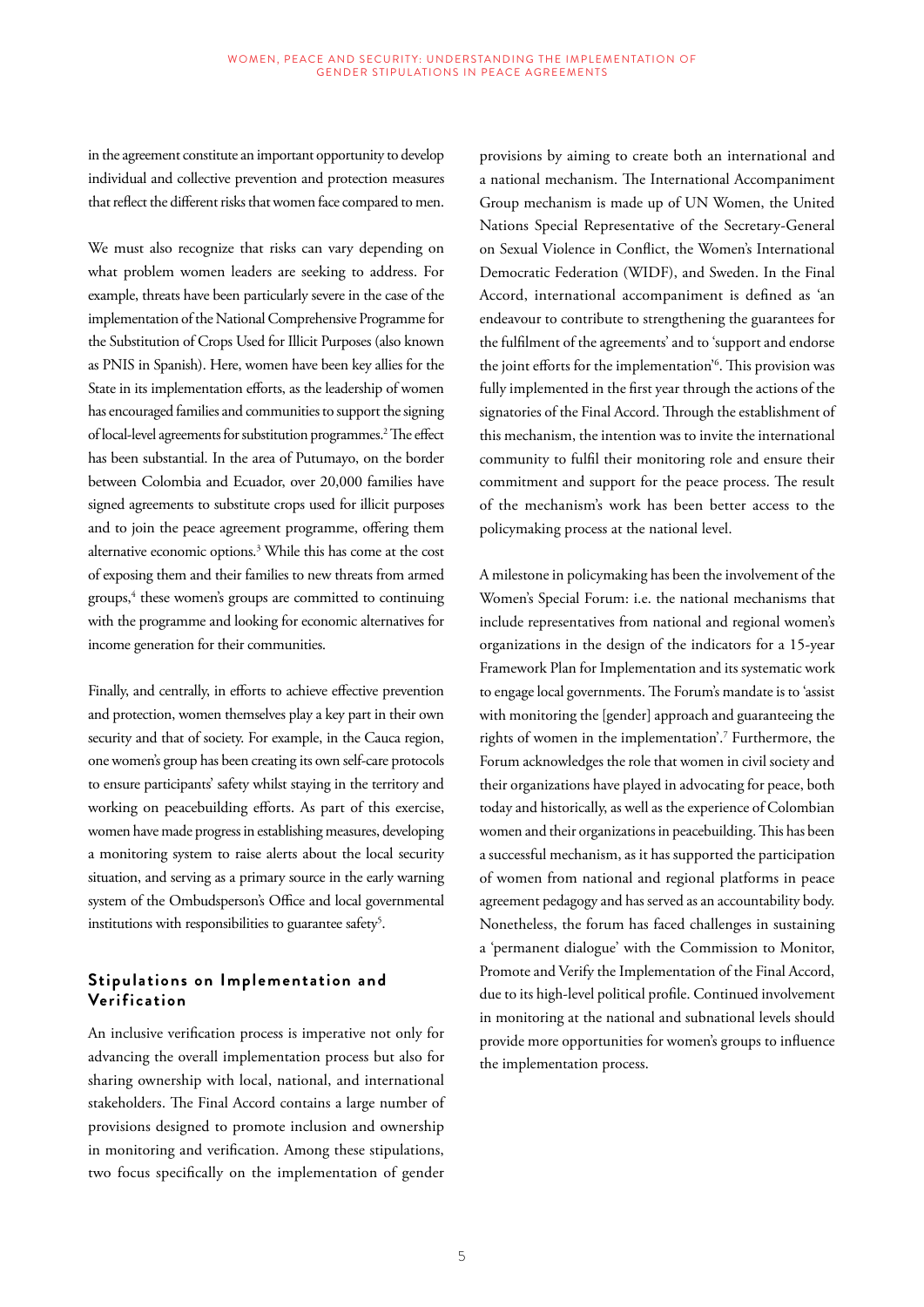in the agreement constitute an important opportunity to develop individual and collective prevention and protection measures that reflect the different risks that women face compared to men.

We must also recognize that risks can vary depending on what problem women leaders are seeking to address. For example, threats have been particularly severe in the case of the implementation of the National Comprehensive Programme for the Substitution of Crops Used for Illicit Purposes (also known as PNIS in Spanish). Here, women have been key allies for the State in its implementation efforts, as the leadership of women has encouraged families and communities to support the signing of local-level agreements for substitution programmes.[2] The effect has been substantial. In the area of Putumayo, on the border between Colombia and Ecuador, over 20,000 families have signed agreements to substitute crops used for illicit purposes and to join the peace agreement programme, offering them alternative economic options.[3] While this has come at the cost of exposing them and their families to new threats from armed groups,[4] these women's groups are committed to continuing with the programme and looking for economic alternatives for income generation for their communities.

Finally, and centrally, in efforts to achieve effective prevention and protection, women themselves play a key part in their own security and that of society. For example, in the Cauca region, one women's group has been creating its own self-care protocols to ensure participants' safety whilst staying in the territory and working on peacebuilding efforts. As part of this exercise, women have made progress in establishing measures, developing a monitoring system to raise alerts about the local security situation, and serving as a primary source in the early warning system of the Ombudsperson's Office and local governmental institutions with responsibilities to guarantee safety[5].

## Stipulations on Implementation and Verification

An inclusive verification process is imperative not only for advancing the overall implementation process but also for sharing ownership with local, national, and international stakeholders. The Final Accord contains a large number of provisions designed to promote inclusion and ownership in monitoring and verification. Among these stipulations, two focus specifically on the implementation of gender provisions by aiming to create both an international and a national mechanism. The International Accompaniment Group mechanism is made up of UN Women, the United Nations Special Representative of the Secretary-General on Sexual Violence in Conflict, the Women's International Democratic Federation (WIDF), and Sweden. In the Final Accord, international accompaniment is defined as 'an endeavour to contribute to strengthening the guarantees for the fulfilment of the agreements' and to 'support and endorse the joint efforts for the implementation'[6]. This provision was fully implemented in the first year through the actions of the signatories of the Final Accord. Through the establishment of this mechanism, the intention was to invite the international community to fulfil their monitoring role and ensure their commitment and support for the peace process. The result of the mechanism's work has been better access to the policymaking process at the national level.

A milestone in policymaking has been the involvement of the Women's Special Forum: i.e. the national mechanisms that include representatives from national and regional women's organizations in the design of the indicators for a 15-year Framework Plan for Implementation and its systematic work to engage local governments. The Forum's mandate is to 'assist with monitoring the [gender] approach and guaranteeing the rights of women in the implementation'.[7] Furthermore, the Forum acknowledges the role that women in civil society and their organizations have played in advocating for peace, both today and historically, as well as the experience of Colombian women and their organizations in peacebuilding. This has been a successful mechanism, as it has supported the participation of women from national and regional platforms in peace agreement pedagogy and has served as an accountability body. Nonetheless, the forum has faced challenges in sustaining a 'permanent dialogue' with the Commission to Monitor, Promote and Verify the Implementation of the Final Accord, due to its high-level political profile. Continued involvement in monitoring at the national and subnational levels should provide more opportunities for women's groups to influence the implementation process.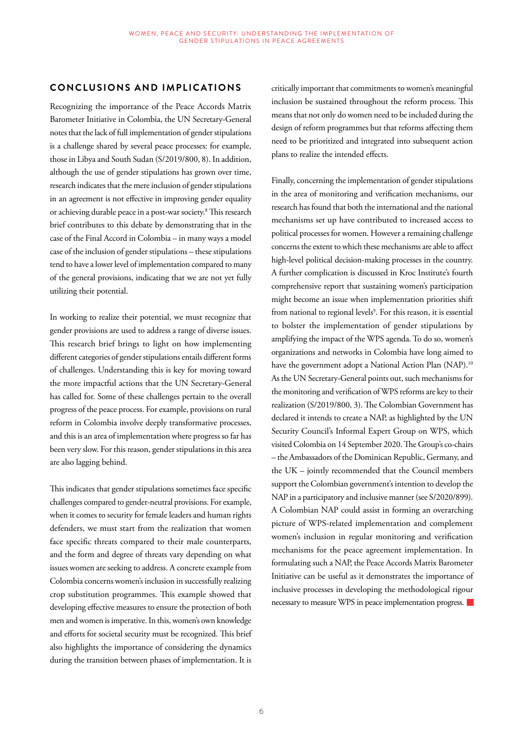## CONCLUSIONS AND IMPLICATIONS

Recognizing the importance of the Peace Accords Matrix Barometer Initiative in Colombia, the UN Secretary-General notes that the lack of full implementation of gender stipulations is a challenge shared by several peace processes: for example, those in Libya and South Sudan (S/2019/800, 8). In addition, although the use of gender stipulations has grown over time, research indicates that the mere inclusion of gender stipulations in an agreement is not effective in improving gender equality or achieving durable peace in a post-war society.[8] This research brief contributes to this debate by demonstrating that in the case of the Final Accord in Colombia – in many ways a model case of the inclusion of gender stipulations – these stipulations tend to have a lower level of implementation compared to many of the general provisions, indicating that we are not yet fully utilizing their potential.

In working to realize their potential, we must recognize that gender provisions are used to address a range of diverse issues. This research brief brings to light on how implementing different categories of gender stipulations entails different forms of challenges. Understanding this is key for moving toward the more impactful actions that the UN Secretary-General has called for. Some of these challenges pertain to the overall progress of the peace process. For example, provisions on rural reform in Colombia involve deeply transformative processes, and this is an area of implementation where progress so far has been very slow. For this reason, gender stipulations in this area are also lagging behind.

This indicates that gender stipulations sometimes face specific challenges compared to gender-neutral provisions. For example, when it comes to security for female leaders and human rights defenders, we must start from the realization that women face specific threats compared to their male counterparts, and the form and degree of threats vary depending on what issues women are seeking to address. A concrete example from Colombia concerns women's inclusion in successfully realizing crop substitution programmes. This example showed that developing effective measures to ensure the protection of both men and women is imperative. In this, women's own knowledge and efforts for societal security must be recognized. This brief also highlights the importance of considering the dynamics during the transition between phases of implementation. It is critically important that commitments to women's meaningful inclusion be sustained throughout the reform process. This means that not only do women need to be included during the design of reform programmes but that reforms affecting them need to be prioritized and integrated into subsequent action plans to realize the intended effects.

Finally, concerning the implementation of gender stipulations in the area of monitoring and verification mechanisms, our research has found that both the international and the national mechanisms set up have contributed to increased access to political processes for women. However a remaining challenge concerns the extent to which these mechanisms are able to affect high-level political decision-making processes in the country. A further complication is discussed in Kroc Institute's fourth comprehensive report that sustaining women's participation might become an issue when implementation priorities shift from national to regional levels[9]. For this reason, it is essential to bolster the implementation of gender stipulations by amplifying the impact of the WPS agenda. To do so, women's organizations and networks in Colombia have long aimed to have the government adopt a National Action Plan (NAP).[10] As the UN Secretary-General points out, such mechanisms for the monitoring and verification of WPS reforms are key to their realization (S/2019/800, 3). The Colombian Government has declared it intends to create a NAP, as highlighted by the UN Security Council's Informal Expert Group on WPS, which visited Colombia on 14 September 2020. The Group's co-chairs – the Ambassadors of the Dominican Republic, Germany, and the UK – jointly recommended that the Council members support the Colombian government's intention to develop the NAP in a participatory and inclusive manner (see S/2020/899). A Colombian NAP could assist in forming an overarching picture of WPS-related implementation and complement women's inclusion in regular monitoring and verification mechanisms for the peace agreement implementation. In formulating such a NAP, the Peace Accords Matrix Barometer Initiative can be useful as it demonstrates the importance of inclusive processes in developing the methodological rigour necessary to measure WPS in peace implementation progress.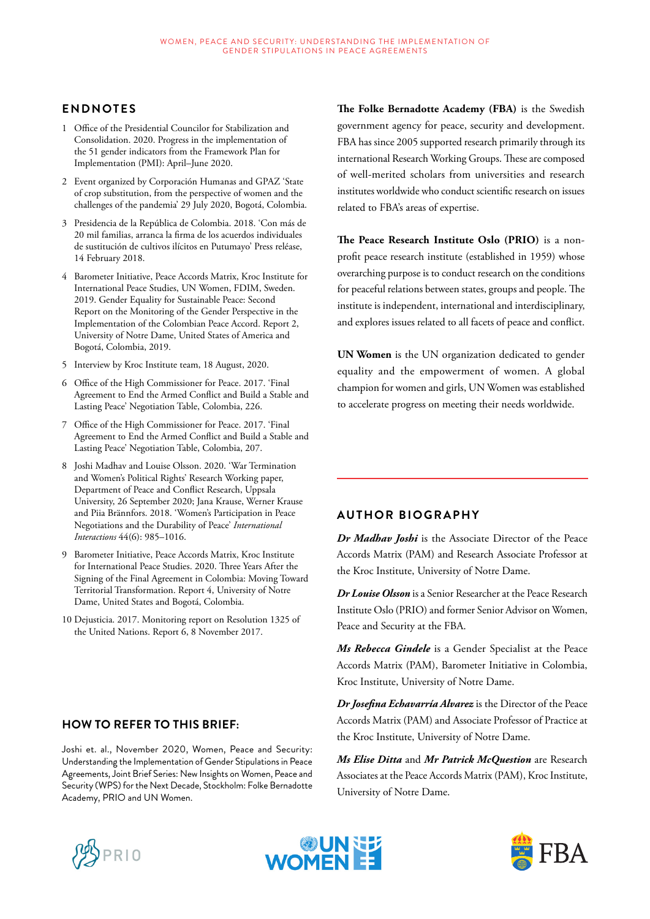## ENDNOTES

1. Office of the Presidential Councilor for Stabilization and Consolidation. 2020. Progress in the implementation of the 51 gender indicators from the Framework Plan for Implementation (PMI): April–June 2020.
2. Event organized by Corporación Humanas and GPAZ 'State of crop substitution, from the perspective of women and the challenges of the pandemia' 29 July 2020, Bogotá, Colombia.
3. Presidencia de la República de Colombia. 2018. 'Con más de 20 mil familias, arranca la firma de los acuerdos individuales de sustitución de cultivos ilícitos en Putumayo' Press reléase, 14 February 2018.
4. Barometer Initiative, Peace Accords Matrix, Kroc Institute for International Peace Studies, UN Women, FDIM, Sweden. 2019. Gender Equality for Sustainable Peace: Second Report on the Monitoring of the Gender Perspective in the Implementation of the Colombian Peace Accord. Report 2, University of Notre Dame, United States of America and Bogotá, Colombia, 2019.
5. Interview by Kroc Institute team, 18 August, 2020.
6. Office of the High Commissioner for Peace. 2017. 'Final Agreement to End the Armed Conflict and Build a Stable and Lasting Peace' Negotiation Table, Colombia, 226.
7. Office of the High Commissioner for Peace. 2017. 'Final Agreement to End the Armed Conflict and Build a Stable and Lasting Peace' Negotiation Table, Colombia, 207.
8. Joshi Madhav and Louise Olsson. 2020. 'War Termination and Women's Political Rights' Research Working paper, Department of Peace and Conflict Research, Uppsala University, 26 September 2020; Jana Krause, Werner Krause and Piia Brännfors. 2018. 'Women's Participation in Peace Negotiations and the Durability of Peace' *International Interactions* 44(6): 985–1016.
9. Barometer Initiative, Peace Accords Matrix, Kroc Institute for International Peace Studies. 2020. Three Years After the Signing of the Final Agreement in Colombia: Moving Toward Territorial Transformation. Report 4, University of Notre Dame, United States and Bogotá, Colombia.
10. Dejusticia. 2017. Monitoring report on Resolution 1325 of the United Nations. Report 6, 8 November 2017.

## HOW TO REFER TO THIS BRIEF:

Joshi et. al., November 2020, Women, Peace and Security: Understanding the Implementation of Gender Stipulations in Peace Agreements, Joint Brief Series: New Insights on Women, Peace and Security (WPS) for the Next Decade, Stockholm: Folke Bernadotte Academy, PRIO and UN Women.

**The Folke Bernadotte Academy (FBA)** is the Swedish government agency for peace, security and development. FBA has since 2005 supported research primarily through its international Research Working Groups. These are composed of well-merited scholars from universities and research institutes worldwide who conduct scientific research on issues related to FBA's areas of expertise.

**The Peace Research Institute Oslo (PRIO)** is a non-profit peace research institute (established in 1959) whose overarching purpose is to conduct research on the conditions for peaceful relations between states, groups and people. The institute is independent, international and interdisciplinary, and explores issues related to all facets of peace and conflict.

**UN Women** is the UN organization dedicated to gender equality and the empowerment of women. A global champion for women and girls, UN Women was established to accelerate progress on meeting their needs worldwide.

## AUTHOR BIOGRAPHY

***Dr Madhav Joshi*** is the Associate Director of the Peace Accords Matrix (PAM) and Research Associate Professor at the Kroc Institute, University of Notre Dame.

***Dr Louise Olsson*** is a Senior Researcher at the Peace Research Institute Oslo (PRIO) and former Senior Advisor on Women, Peace and Security at the FBA.

***Ms Rebecca Gindele*** is a Gender Specialist at the Peace Accords Matrix (PAM), Barometer Initiative in Colombia, Kroc Institute, University of Notre Dame.

***Dr Josefina Echavarría Alvarez*** is the Director of the Peace Accords Matrix (PAM) and Associate Professor of Practice at the Kroc Institute, University of Notre Dame.

***Ms Elise Ditta*** and ***Mr Patrick McQuestion*** are Research Associates at the Peace Accords Matrix (PAM), Kroc Institute, University of Notre Dame.

PRIO

UN WOMEN

FBA